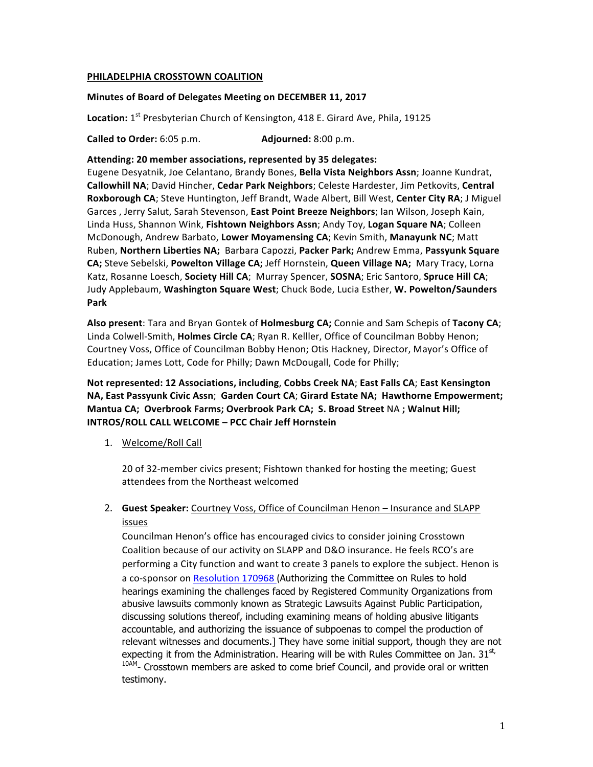**PHILADELPHIA CROSSTOWN COALITION**

**Minutes of Board of Delegates Meeting on DECEMBER 11, 2017**

**Location:** 1st Presbyterian Church of Kensington, 418 E. Girard Ave, Phila, 19125

**Called to Order:** 6:05 p.m. **Adjourned:** 8:00 p.m.

**Attending: 20 member associations, represented by 35 delegates:**
Eugene Desyatnik, Joe Celantano, Brandy Bones, **Bella Vista Neighbors Assn**; Joanne Kundrat, **Callowhill NA**; David Hincher, **Cedar Park Neighbors**; Celeste Hardester, Jim Petkovits, **Central Roxborough CA**; Steve Huntington, Jeff Brandt, Wade Albert, Bill West, **Center City RA**; J Miguel Garces , Jerry Salut, Sarah Stevenson, **East Point Breeze Neighbors**; Ian Wilson, Joseph Kain, Linda Huss, Shannon Wink, **Fishtown Neighbors Assn**; Andy Toy, **Logan Square NA**; Colleen McDonough, Andrew Barbato, **Lower Moyamensing CA**; Kevin Smith, **Manayunk NC**; Matt Ruben, **Northern Liberties NA;** Barbara Capozzi, **Packer Park;** Andrew Emma, **Passyunk Square CA;** Steve Sebelski, **Powelton Village CA;** Jeff Hornstein, **Queen Village NA;** Mary Tracy, Lorna Katz, Rosanne Loesch, **Society Hill CA**; Murray Spencer, **SOSNA**; Eric Santoro, **Spruce Hill CA**; Judy Applebaum, **Washington Square West**; Chuck Bode, Lucia Esther, **W. Powelton/Saunders Park**

**Also present**: Tara and Bryan Gontek of **Holmesburg CA;** Connie and Sam Schepis of **Tacony CA**; Linda Colwell-Smith, **Holmes Circle CA**; Ryan R. Kelller, Office of Councilman Bobby Henon; Courtney Voss, Office of Councilman Bobby Henon; Otis Hackney, Director, Mayor's Office of Education; James Lott, Code for Philly; Dawn McDougall, Code for Philly;

**Not represented: 12 Associations, including**, **Cobbs Creek NA**; **East Falls CA**; **East Kensington NA, East Passyunk Civic Assn**; **Garden Court CA**; **Girard Estate NA; Hawthorne Empowerment; Mantua CA; Overbrook Farms; Overbrook Park CA; S. Broad Street** NA **; Walnut Hill;**
**INTROS/ROLL CALL WELCOME – PCC Chair Jeff Hornstein**

1. Welcome/Roll Call

   20 of 32-member civics present; Fishtown thanked for hosting the meeting; Guest attendees from the Northeast welcomed

2. **Guest Speaker:** Courtney Voss, Office of Councilman Henon – Insurance and SLAPP issues

   Councilman Henon's office has encouraged civics to consider joining Crosstown Coalition because of our activity on SLAPP and D&O insurance. He feels RCO's are performing a City function and want to create 3 panels to explore the subject. Henon is a co-sponsor on Resolution 170968 (Authorizing the Committee on Rules to hold hearings examining the challenges faced by Registered Community Organizations from abusive lawsuits commonly known as Strategic Lawsuits Against Public Participation, discussing solutions thereof, including examining means of holding abusive litigants accountable, and authorizing the issuance of subpoenas to compel the production of relevant witnesses and documents.] They have some initial support, though they are not expecting it from the Administration. Hearing will be with Rules Committee on Jan. 31st, 10AM- Crosstown members are asked to come brief Council, and provide oral or written testimony.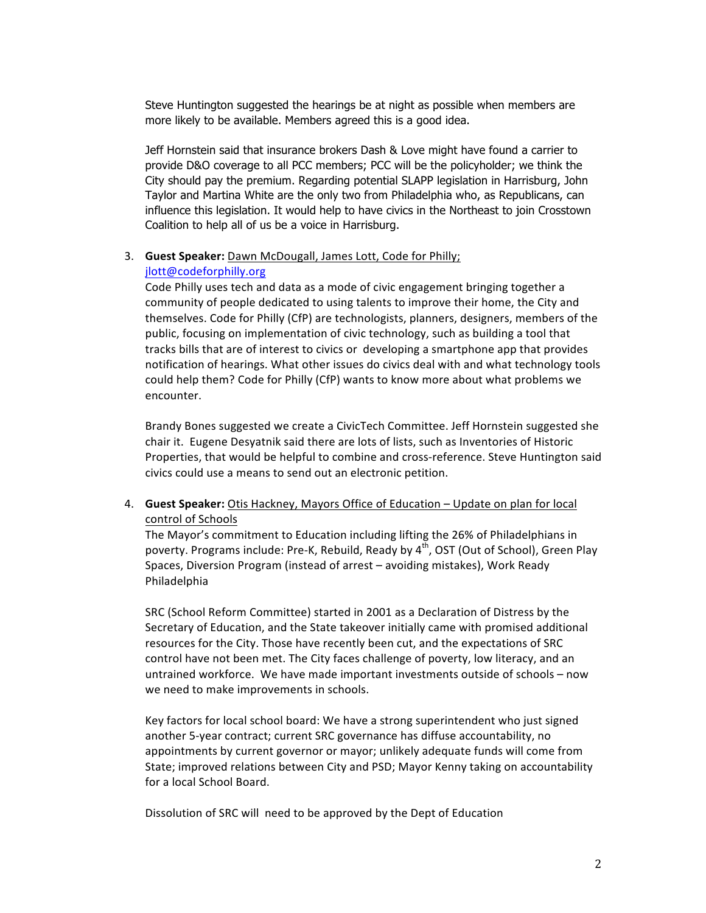Steve Huntington suggested the hearings be at night as possible when members are more likely to be available. Members agreed this is a good idea.

Jeff Hornstein said that insurance brokers Dash & Love might have found a carrier to provide D&O coverage to all PCC members; PCC will be the policyholder; we think the City should pay the premium. Regarding potential SLAPP legislation in Harrisburg, John Taylor and Martina White are the only two from Philadelphia who, as Republicans, can influence this legislation. It would help to have civics in the Northeast to join Crosstown Coalition to help all of us be a voice in Harrisburg.

3. **Guest Speaker:** Dawn McDougall, James Lott, Code for Philly; jlott@codeforphilly.org

   Code Philly uses tech and data as a mode of civic engagement bringing together a community of people dedicated to using talents to improve their home, the City and themselves. Code for Philly (CfP) are technologists, planners, designers, members of the public, focusing on implementation of civic technology, such as building a tool that tracks bills that are of interest to civics or developing a smartphone app that provides notification of hearings. What other issues do civics deal with and what technology tools could help them? Code for Philly (CfP) wants to know more about what problems we encounter.

   Brandy Bones suggested we create a CivicTech Committee. Jeff Hornstein suggested she chair it. Eugene Desyatnik said there are lots of lists, such as Inventories of Historic Properties, that would be helpful to combine and cross-reference. Steve Huntington said civics could use a means to send out an electronic petition.

4. **Guest Speaker:** Otis Hackney, Mayors Office of Education – Update on plan for local control of Schools

   The Mayor's commitment to Education including lifting the 26% of Philadelphians in poverty. Programs include: Pre-K, Rebuild, Ready by 4th, OST (Out of School), Green Play Spaces, Diversion Program (instead of arrest – avoiding mistakes), Work Ready Philadelphia

   SRC (School Reform Committee) started in 2001 as a Declaration of Distress by the Secretary of Education, and the State takeover initially came with promised additional resources for the City. Those have recently been cut, and the expectations of SRC control have not been met. The City faces challenge of poverty, low literacy, and an untrained workforce. We have made important investments outside of schools – now we need to make improvements in schools.

   Key factors for local school board: We have a strong superintendent who just signed another 5-year contract; current SRC governance has diffuse accountability, no appointments by current governor or mayor; unlikely adequate funds will come from State; improved relations between City and PSD; Mayor Kenny taking on accountability for a local School Board.

   Dissolution of SRC will need to be approved by the Dept of Education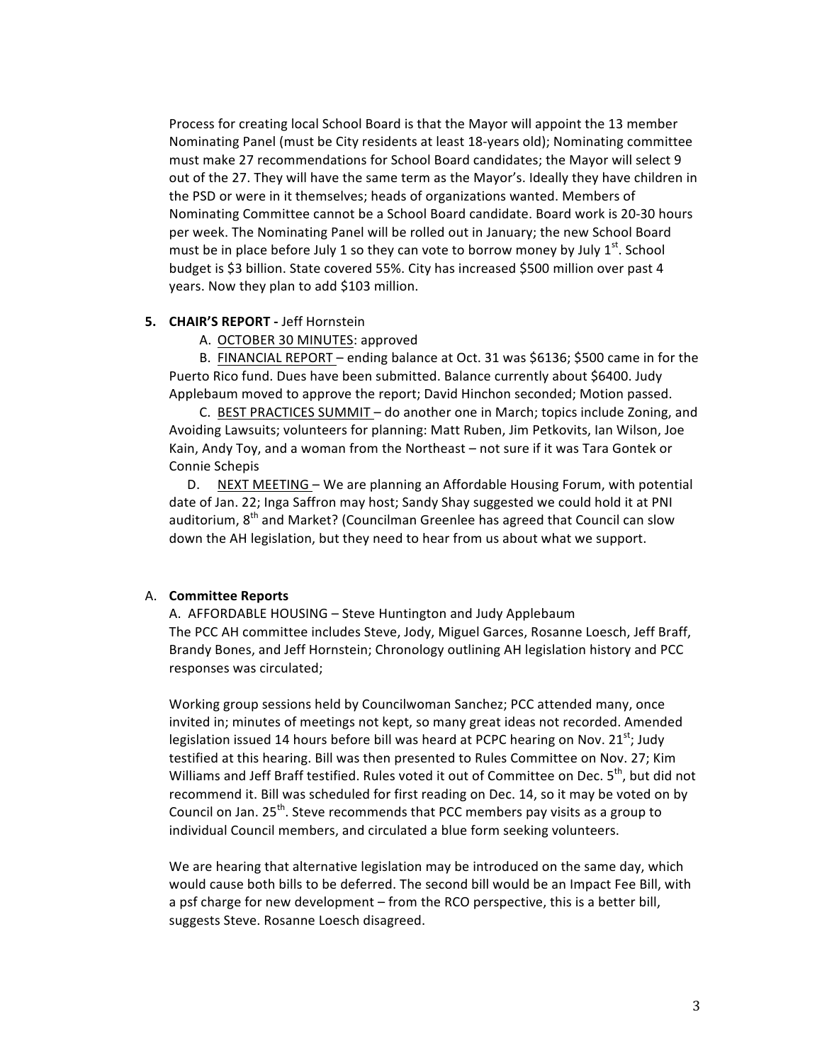Process for creating local School Board is that the Mayor will appoint the 13 member Nominating Panel (must be City residents at least 18-years old); Nominating committee must make 27 recommendations for School Board candidates; the Mayor will select 9 out of the 27. They will have the same term as the Mayor's. Ideally they have children in the PSD or were in it themselves; heads of organizations wanted. Members of Nominating Committee cannot be a School Board candidate. Board work is 20-30 hours per week. The Nominating Panel will be rolled out in January; the new School Board must be in place before July 1 so they can vote to borrow money by July 1st. School budget is $3 billion. State covered 55%. City has increased $500 million over past 4 years. Now they plan to add $103 million.

**5. CHAIR'S REPORT -** Jeff Hornstein

A. <u>OCTOBER 30 MINUTES</u>: approved

B. <u>FINANCIAL REPORT</u> – ending balance at Oct. 31 was $6136; $500 came in for the Puerto Rico fund. Dues have been submitted. Balance currently about $6400. Judy Applebaum moved to approve the report; David Hinchon seconded; Motion passed.

C. <u>BEST PRACTICES SUMMIT</u> – do another one in March; topics include Zoning, and Avoiding Lawsuits; volunteers for planning: Matt Ruben, Jim Petkovits, Ian Wilson, Joe Kain, Andy Toy, and a woman from the Northeast – not sure if it was Tara Gontek or Connie Schepis

D. <u>NEXT MEETING</u> – We are planning an Affordable Housing Forum, with potential date of Jan. 22; Inga Saffron may host; Sandy Shay suggested we could hold it at PNI auditorium, 8th and Market? (Councilman Greenlee has agreed that Council can slow down the AH legislation, but they need to hear from us about what we support.

**A. Committee Reports**

A. AFFORDABLE HOUSING – Steve Huntington and Judy Applebaum

The PCC AH committee includes Steve, Jody, Miguel Garces, Rosanne Loesch, Jeff Braff, Brandy Bones, and Jeff Hornstein; Chronology outlining AH legislation history and PCC responses was circulated;

Working group sessions held by Councilwoman Sanchez; PCC attended many, once invited in; minutes of meetings not kept, so many great ideas not recorded. Amended legislation issued 14 hours before bill was heard at PCPC hearing on Nov. 21st; Judy testified at this hearing. Bill was then presented to Rules Committee on Nov. 27; Kim Williams and Jeff Braff testified. Rules voted it out of Committee on Dec. 5th, but did not recommend it. Bill was scheduled for first reading on Dec. 14, so it may be voted on by Council on Jan. 25th. Steve recommends that PCC members pay visits as a group to individual Council members, and circulated a blue form seeking volunteers.

We are hearing that alternative legislation may be introduced on the same day, which would cause both bills to be deferred. The second bill would be an Impact Fee Bill, with a psf charge for new development – from the RCO perspective, this is a better bill, suggests Steve. Rosanne Loesch disagreed.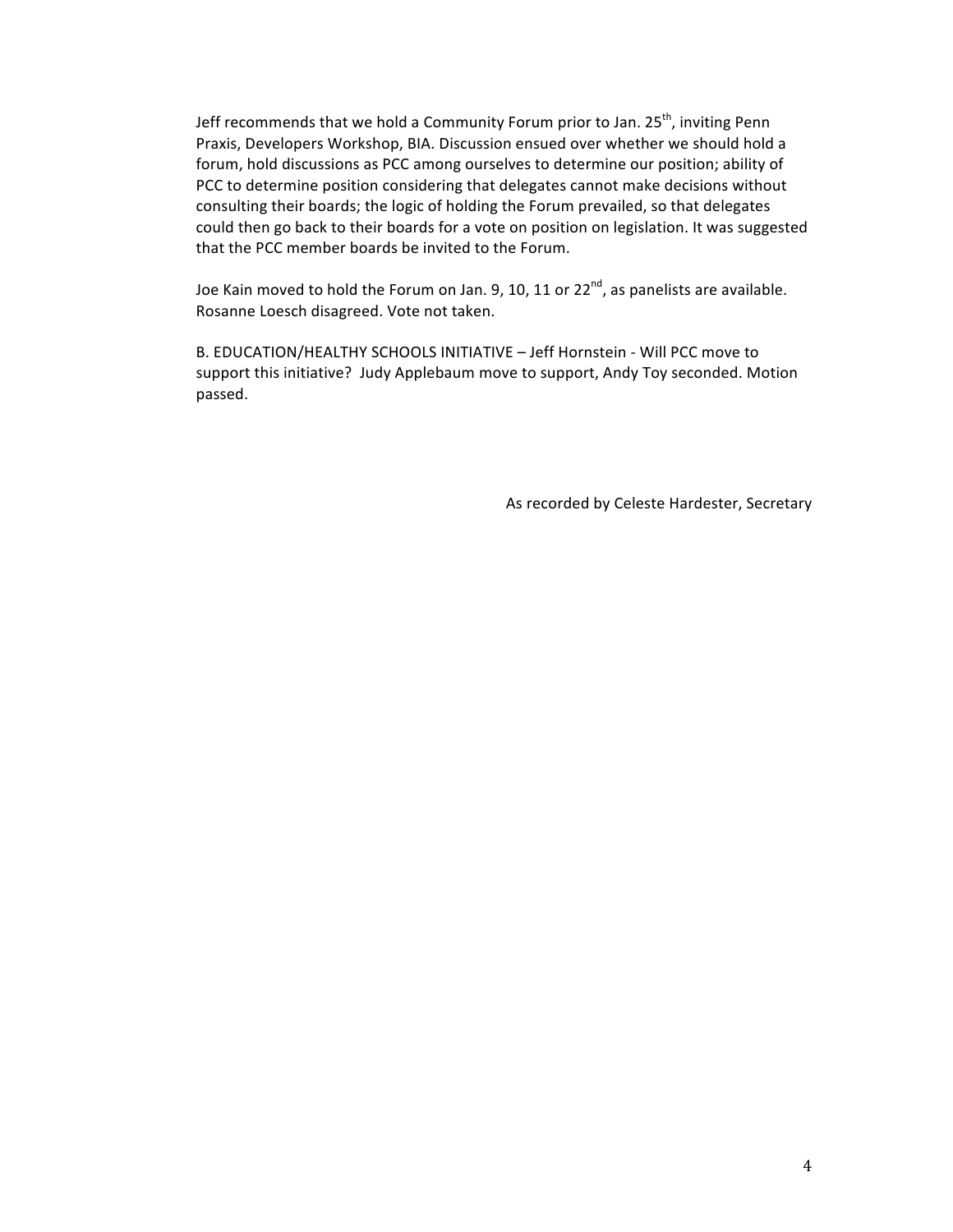Jeff recommends that we hold a Community Forum prior to Jan. 25th, inviting Penn Praxis, Developers Workshop, BIA. Discussion ensued over whether we should hold a forum, hold discussions as PCC among ourselves to determine our position; ability of PCC to determine position considering that delegates cannot make decisions without consulting their boards; the logic of holding the Forum prevailed, so that delegates could then go back to their boards for a vote on position on legislation. It was suggested that the PCC member boards be invited to the Forum.

Joe Kain moved to hold the Forum on Jan. 9, 10, 11 or 22nd, as panelists are available. Rosanne Loesch disagreed. Vote not taken.

B. EDUCATION/HEALTHY SCHOOLS INITIATIVE – Jeff Hornstein - Will PCC move to support this initiative? Judy Applebaum move to support, Andy Toy seconded. Motion passed.

As recorded by Celeste Hardester, Secretary